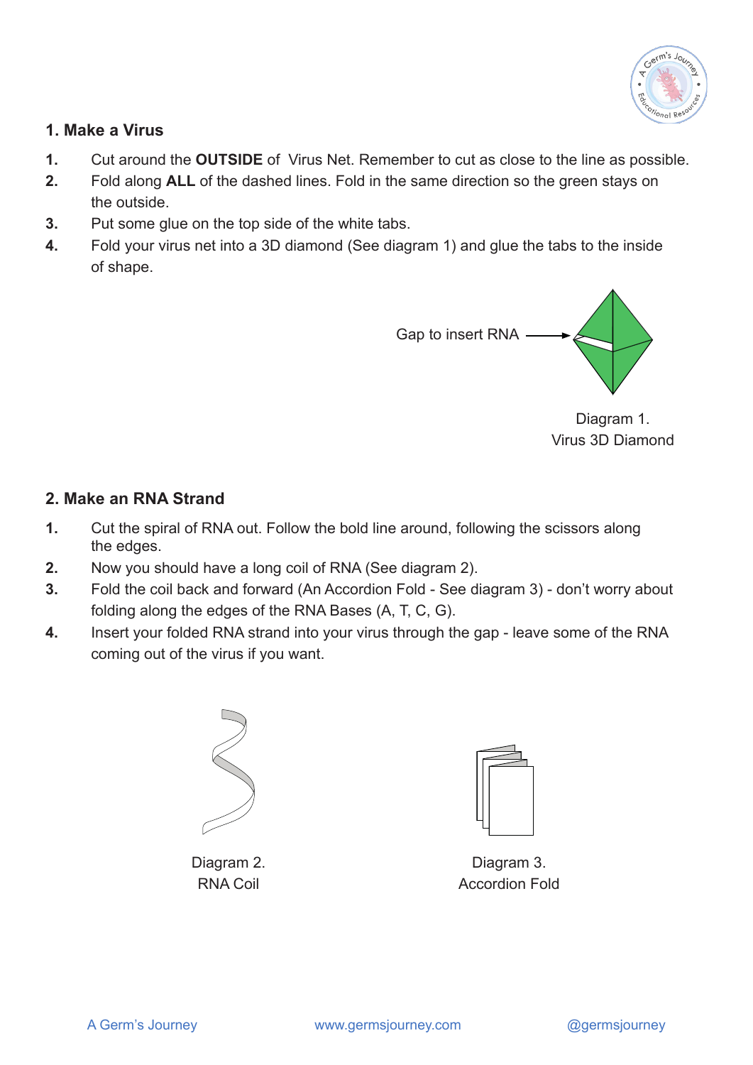## 1. Make a Virus

1. Cut around the **OUTSIDE** of Virus Net. Remember to cut as close to the line as possible.
2. Fold along **ALL** of the dashed lines. Fold in the same direction so the green stays on the outside.
3. Put some glue on the top side of the white tabs.
4. Fold your virus net into a 3D diamond (See diagram 1) and glue the tabs to the inside of shape.

Gap to insert RNA

Diagram 1.
Virus 3D Diamond

## 2. Make an RNA Strand

1. Cut the spiral of RNA out. Follow the bold line around, following the scissors along the edges.
2. Now you should have a long coil of RNA (See diagram 2).
3. Fold the coil back and forward (An Accordion Fold - See diagram 3) - don't worry about folding along the edges of the RNA Bases (A, T, C, G).
4. Insert your folded RNA strand into your virus through the gap - leave some of the RNA coming out of the virus if you want.

Diagram 2.
RNA Coil

Diagram 3.
Accordion Fold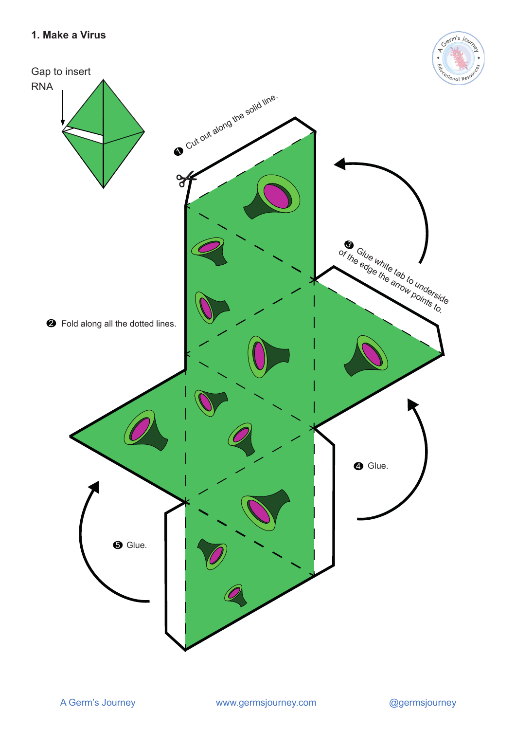### 1. Make a Virus

Gap to insert RNA

❶ Cut out along the solid line.

❷ Fold along all the dotted lines.

❸ Glue white tab to underside of the edge the arrow points to.

❹ Glue.

❺ Glue.

A Germ's Journey    www.germsjourney.com    @germsjourney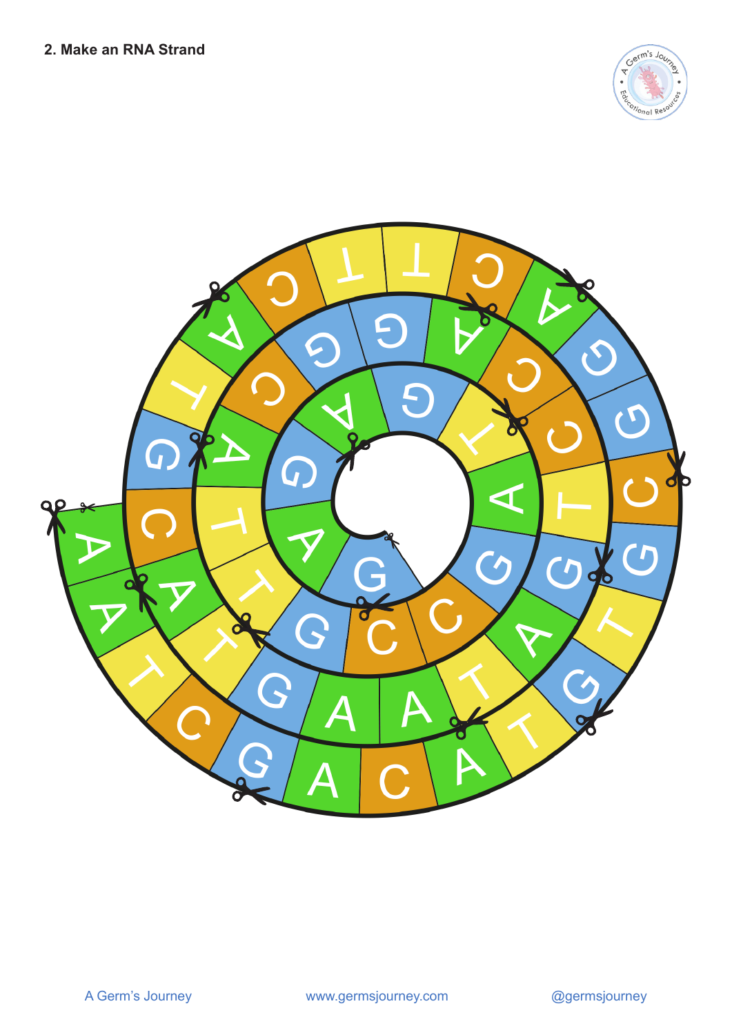## 2. Make an RNA Strand